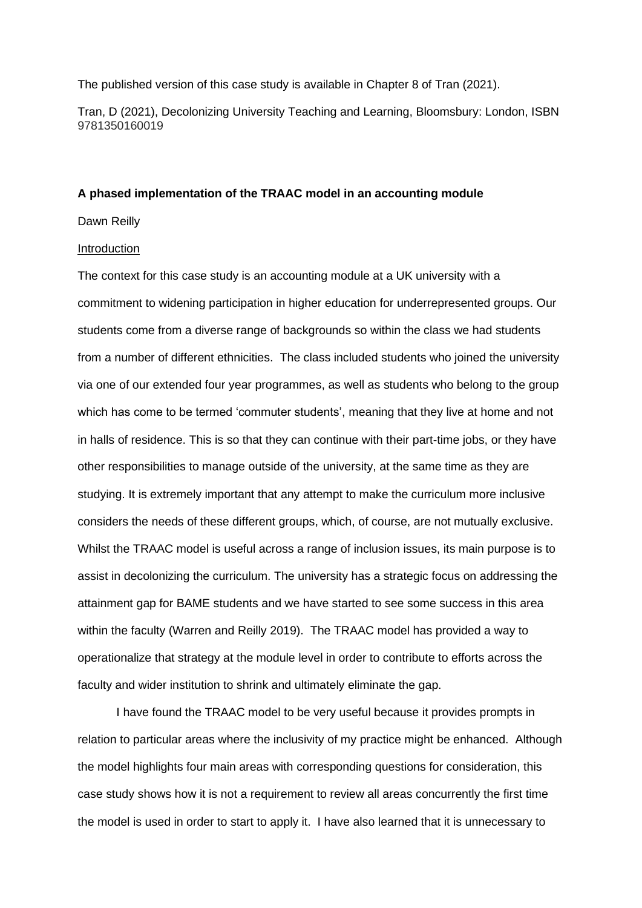The published version of this case study is available in Chapter 8 of Tran (2021).

Tran, D (2021), Decolonizing University Teaching and Learning, Bloomsbury: London, ISBN 9781350160019

**A phased implementation of the TRAAC model in an accounting module**

Dawn Reilly

## Introduction

The context for this case study is an accounting module at a UK university with a commitment to widening participation in higher education for underrepresented groups. Our students come from a diverse range of backgrounds so within the class we had students from a number of different ethnicities. The class included students who joined the university via one of our extended four year programmes, as well as students who belong to the group which has come to be termed 'commuter students', meaning that they live at home and not in halls of residence. This is so that they can continue with their part-time jobs, or they have other responsibilities to manage outside of the university, at the same time as they are studying. It is extremely important that any attempt to make the curriculum more inclusive considers the needs of these different groups, which, of course, are not mutually exclusive. Whilst the TRAAC model is useful across a range of inclusion issues, its main purpose is to assist in decolonizing the curriculum. The university has a strategic focus on addressing the attainment gap for BAME students and we have started to see some success in this area within the faculty (Warren and Reilly 2019). The TRAAC model has provided a way to operationalize that strategy at the module level in order to contribute to efforts across the faculty and wider institution to shrink and ultimately eliminate the gap.

I have found the TRAAC model to be very useful because it provides prompts in relation to particular areas where the inclusivity of my practice might be enhanced. Although the model highlights four main areas with corresponding questions for consideration, this case study shows how it is not a requirement to review all areas concurrently the first time the model is used in order to start to apply it. I have also learned that it is unnecessary to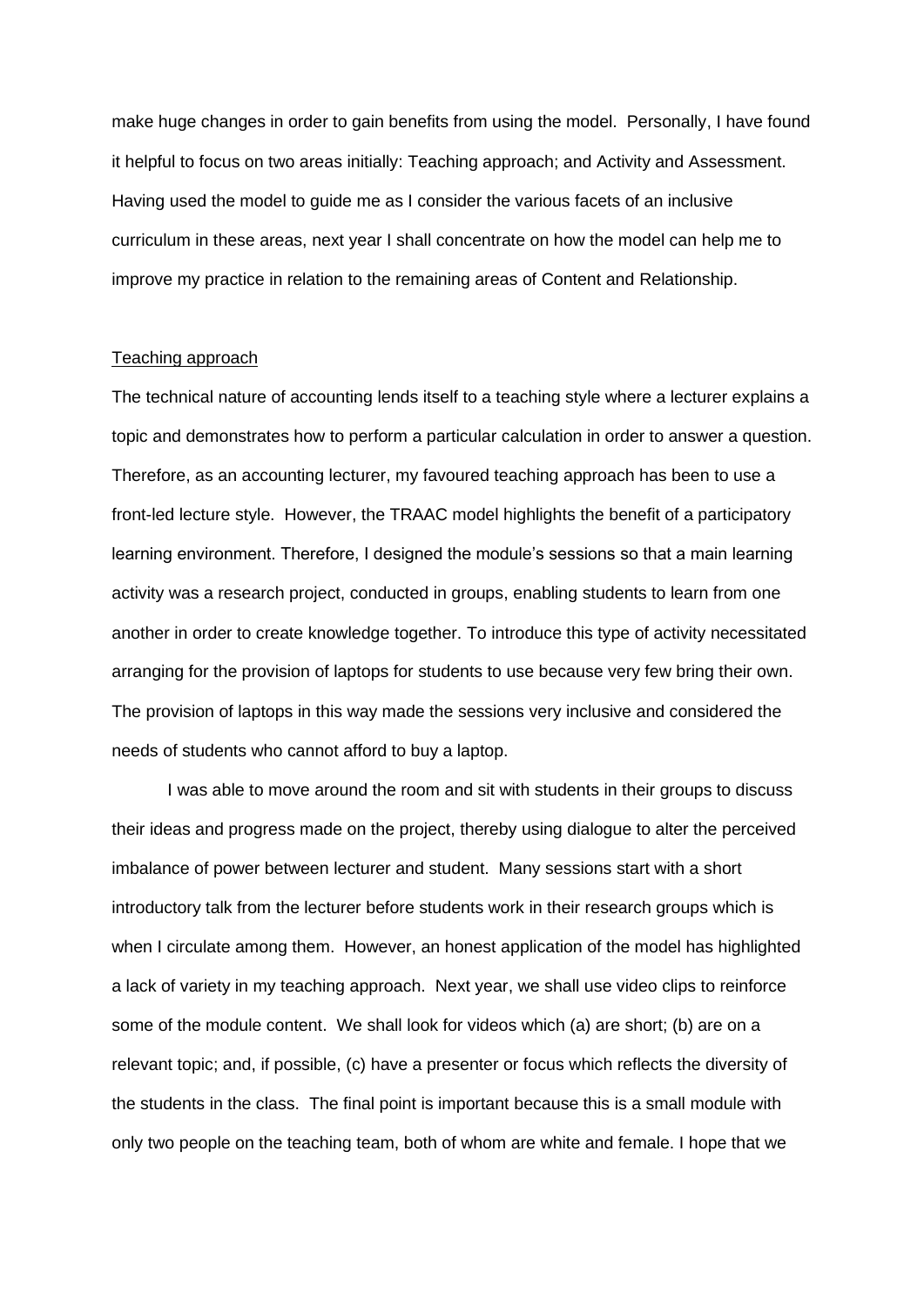make huge changes in order to gain benefits from using the model. Personally, I have found it helpful to focus on two areas initially: Teaching approach; and Activity and Assessment. Having used the model to guide me as I consider the various facets of an inclusive curriculum in these areas, next year I shall concentrate on how the model can help me to improve my practice in relation to the remaining areas of Content and Relationship.

<u>Teaching approach</u>

The technical nature of accounting lends itself to a teaching style where a lecturer explains a topic and demonstrates how to perform a particular calculation in order to answer a question. Therefore, as an accounting lecturer, my favoured teaching approach has been to use a front-led lecture style. However, the TRAAC model highlights the benefit of a participatory learning environment. Therefore, I designed the module's sessions so that a main learning activity was a research project, conducted in groups, enabling students to learn from one another in order to create knowledge together. To introduce this type of activity necessitated arranging for the provision of laptops for students to use because very few bring their own. The provision of laptops in this way made the sessions very inclusive and considered the needs of students who cannot afford to buy a laptop.

I was able to move around the room and sit with students in their groups to discuss their ideas and progress made on the project, thereby using dialogue to alter the perceived imbalance of power between lecturer and student. Many sessions start with a short introductory talk from the lecturer before students work in their research groups which is when I circulate among them. However, an honest application of the model has highlighted a lack of variety in my teaching approach. Next year, we shall use video clips to reinforce some of the module content. We shall look for videos which (a) are short; (b) are on a relevant topic; and, if possible, (c) have a presenter or focus which reflects the diversity of the students in the class. The final point is important because this is a small module with only two people on the teaching team, both of whom are white and female. I hope that we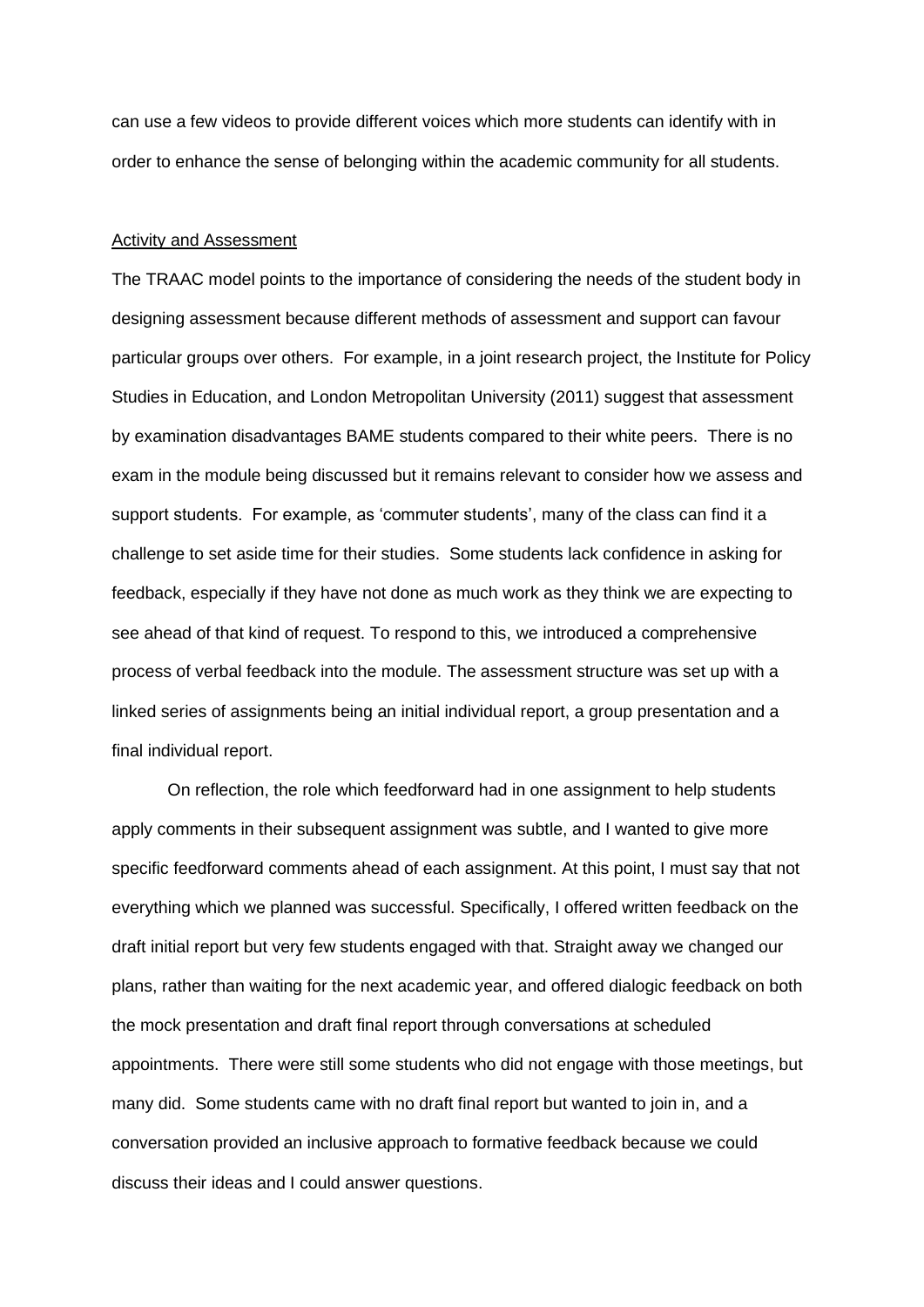can use a few videos to provide different voices which more students can identify with in order to enhance the sense of belonging within the academic community for all students.

## Activity and Assessment

The TRAAC model points to the importance of considering the needs of the student body in designing assessment because different methods of assessment and support can favour particular groups over others. For example, in a joint research project, the Institute for Policy Studies in Education, and London Metropolitan University (2011) suggest that assessment by examination disadvantages BAME students compared to their white peers. There is no exam in the module being discussed but it remains relevant to consider how we assess and support students. For example, as 'commuter students', many of the class can find it a challenge to set aside time for their studies. Some students lack confidence in asking for feedback, especially if they have not done as much work as they think we are expecting to see ahead of that kind of request. To respond to this, we introduced a comprehensive process of verbal feedback into the module. The assessment structure was set up with a linked series of assignments being an initial individual report, a group presentation and a final individual report.

On reflection, the role which feedforward had in one assignment to help students apply comments in their subsequent assignment was subtle, and I wanted to give more specific feedforward comments ahead of each assignment. At this point, I must say that not everything which we planned was successful. Specifically, I offered written feedback on the draft initial report but very few students engaged with that. Straight away we changed our plans, rather than waiting for the next academic year, and offered dialogic feedback on both the mock presentation and draft final report through conversations at scheduled appointments. There were still some students who did not engage with those meetings, but many did. Some students came with no draft final report but wanted to join in, and a conversation provided an inclusive approach to formative feedback because we could discuss their ideas and I could answer questions.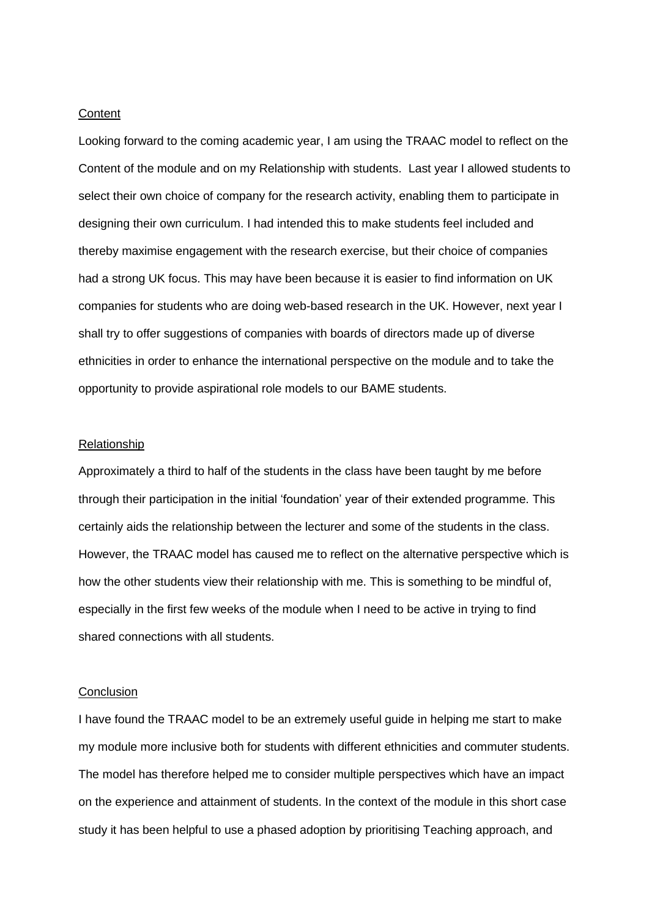<u>Content</u>

Looking forward to the coming academic year, I am using the TRAAC model to reflect on the Content of the module and on my Relationship with students. Last year I allowed students to select their own choice of company for the research activity, enabling them to participate in designing their own curriculum. I had intended this to make students feel included and thereby maximise engagement with the research exercise, but their choice of companies had a strong UK focus. This may have been because it is easier to find information on UK companies for students who are doing web-based research in the UK. However, next year I shall try to offer suggestions of companies with boards of directors made up of diverse ethnicities in order to enhance the international perspective on the module and to take the opportunity to provide aspirational role models to our BAME students.

<u>Relationship</u>

Approximately a third to half of the students in the class have been taught by me before through their participation in the initial 'foundation' year of their extended programme. This certainly aids the relationship between the lecturer and some of the students in the class. However, the TRAAC model has caused me to reflect on the alternative perspective which is how the other students view their relationship with me. This is something to be mindful of, especially in the first few weeks of the module when I need to be active in trying to find shared connections with all students.

<u>Conclusion</u>

I have found the TRAAC model to be an extremely useful guide in helping me start to make my module more inclusive both for students with different ethnicities and commuter students. The model has therefore helped me to consider multiple perspectives which have an impact on the experience and attainment of students. In the context of the module in this short case study it has been helpful to use a phased adoption by prioritising Teaching approach, and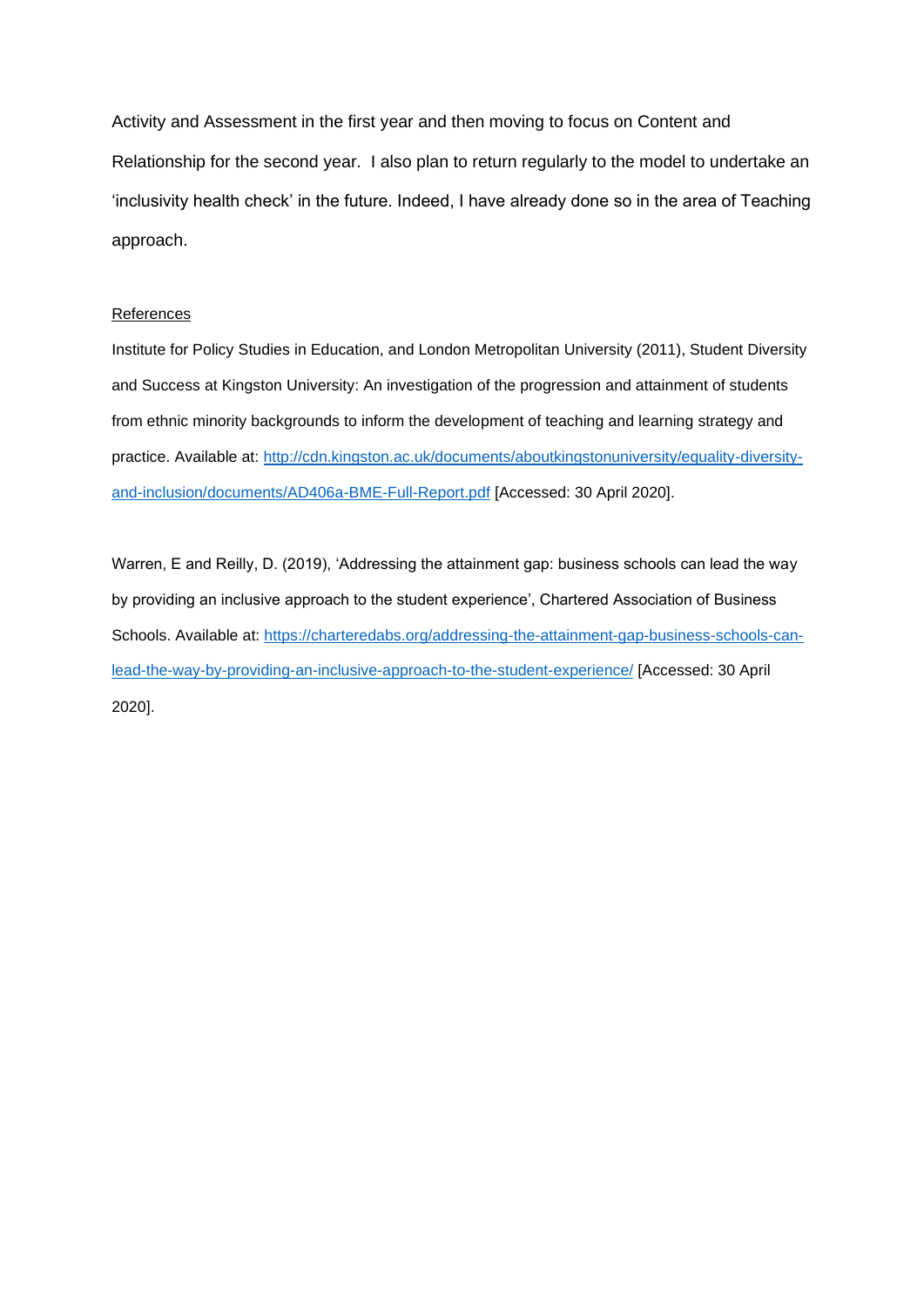Activity and Assessment in the first year and then moving to focus on Content and Relationship for the second year. I also plan to return regularly to the model to undertake an 'inclusivity health check' in the future. Indeed, I have already done so in the area of Teaching approach.

References

Institute for Policy Studies in Education, and London Metropolitan University (2011), Student Diversity and Success at Kingston University: An investigation of the progression and attainment of students from ethnic minority backgrounds to inform the development of teaching and learning strategy and practice. Available at: [http://cdn.kingston.ac.uk/documents/aboutkingstonuniversity/equality-diversity-and-inclusion/documents/AD406a-BME-Full-Report.pdf](http://cdn.kingston.ac.uk/documents/aboutkingstonuniversity/equality-diversity-and-inclusion/documents/AD406a-BME-Full-Report.pdf) [Accessed: 30 April 2020].

Warren, E and Reilly, D. (2019), 'Addressing the attainment gap: business schools can lead the way by providing an inclusive approach to the student experience', Chartered Association of Business Schools. Available at: [https://charteredabs.org/addressing-the-attainment-gap-business-schools-can-lead-the-way-by-providing-an-inclusive-approach-to-the-student-experience/](https://charteredabs.org/addressing-the-attainment-gap-business-schools-can-lead-the-way-by-providing-an-inclusive-approach-to-the-student-experience/) [Accessed: 30 April 2020].